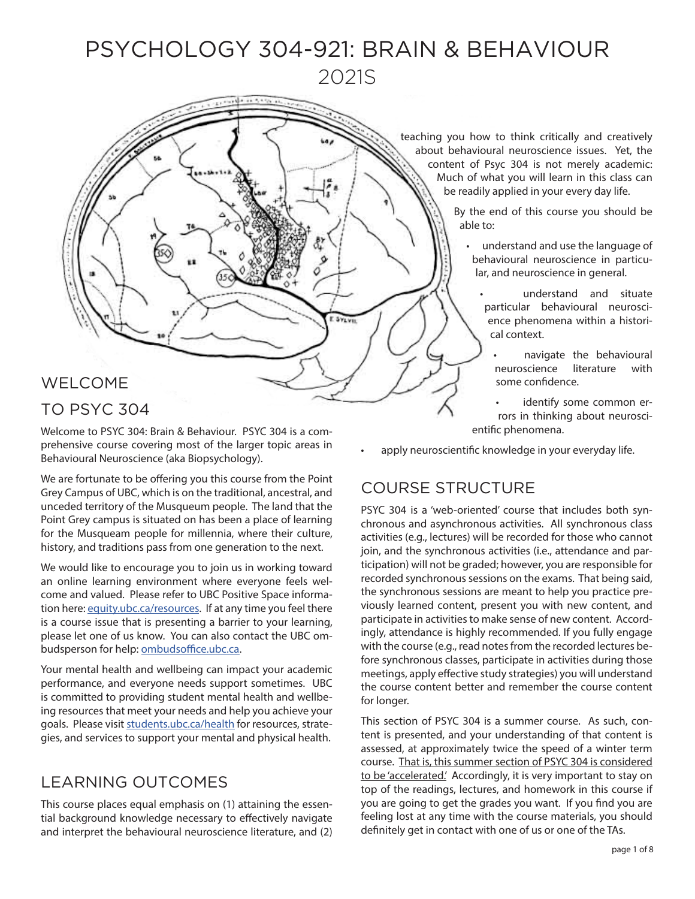# PSYCHOLOGY 304-921: BRAIN & BEHAVIOUR

## 2021S

## WELCOME TO PSYC 304

Welcome to PSYC 304: Brain & Behaviour. PSYC 304 is a comprehensive course covering most of the larger topic areas in Behavioural Neuroscience (aka Biopsychology).

We are fortunate to be offering you this course from the Point Grey Campus of UBC, which is on the traditional, ancestral, and unceded territory of the Musqueum people. The land that the Point Grey campus is situated on has been a place of learning for the Musqueam people for millennia, where their culture, history, and traditions pass from one generation to the next.

We would like to encourage you to join us in working toward an online learning environment where everyone feels welcome and valued. Please refer to UBC Positive Space information here: equity.ubc.ca/resources. If at any time you feel there is a course issue that is presenting a barrier to your learning, please let one of us know. You can also contact the UBC ombudsperson for help: ombudsoffice.ubc.ca.

Your mental health and wellbeing can impact your academic performance, and everyone needs support sometimes. UBC is committed to providing student mental health and wellbeing resources that meet your needs and help you achieve your goals. Please visit students.ubc.ca/health for resources, strategies, and services to support your mental and physical health.

## LEARNING OUTCOMES

This course places equal emphasis on (1) attaining the essential background knowledge necessary to effectively navigate and interpret the behavioural neuroscience literature, and (2) teaching you how to think critically and creatively about behavioural neuroscience issues. Yet, the content of Psyc 304 is not merely academic: Much of what you will learn in this class can be readily applied in your every day life.

By the end of this course you should be able to:

- understand and use the language of behavioural neuroscience in particular, and neuroscience in general.
- understand and situate particular behavioural neuroscience phenomena within a historical context.
- navigate the behavioural neuroscience literature with some confidence.
- identify some common errors in thinking about neuroscientific phenomena.
- apply neuroscientific knowledge in your everyday life.

## COURSE STRUCTURE

PSYC 304 is a 'web-oriented' course that includes both synchronous and asynchronous activities. All synchronous class activities (e.g., lectures) will be recorded for those who cannot join, and the synchronous activities (i.e., attendance and participation) will not be graded; however, you are responsible for recorded synchronous sessions on the exams. That being said, the synchronous sessions are meant to help you practice previously learned content, present you with new content, and participate in activities to make sense of new content. Accordingly, attendance is highly recommended. If you fully engage with the course (e.g., read notes from the recorded lectures before synchronous classes, participate in activities during those meetings, apply effective study strategies) you will understand the course content better and remember the course content for longer.

This section of PSYC 304 is a summer course. As such, content is presented, and your understanding of that content is assessed, at approximately twice the speed of a winter term course. <u>That is, this summer section of PSYC 304 is considered to be 'accelerated.'</u> Accordingly, it is very important to stay on top of the readings, lectures, and homework in this course if you are going to get the grades you want. If you find you are feeling lost at any time with the course materials, you should definitely get in contact with one of us or one of the TAs.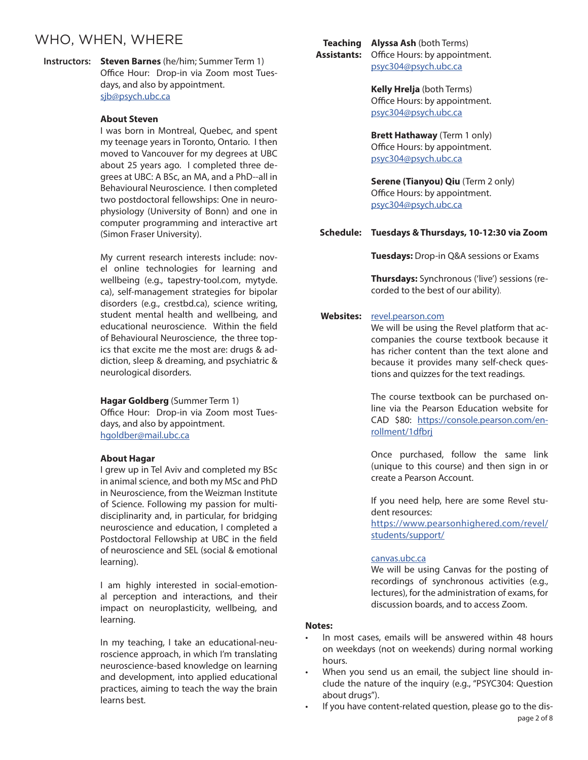# WHO, WHEN, WHERE

**Instructors:**

**Steven Barnes** (he/him; Summer Term 1)
Office Hour: Drop-in via Zoom most Tuesdays, and also by appointment.
sjb@psych.ubc.ca

**About Steven**

I was born in Montreal, Quebec, and spent my teenage years in Toronto, Ontario. I then moved to Vancouver for my degrees at UBC about 25 years ago. I completed three degrees at UBC: A BSc, an MA, and a PhD--all in Behavioural Neuroscience. I then completed two postdoctoral fellowships: One in neurophysiology (University of Bonn) and one in computer programming and interactive art (Simon Fraser University).

My current research interests include: novel online technologies for learning and wellbeing (e.g., tapestry-tool.com, mytyde.ca), self-management strategies for bipolar disorders (e.g., crestbd.ca), science writing, student mental health and wellbeing, and educational neuroscience. Within the field of Behavioural Neuroscience, the three topics that excite me the most are: drugs & addiction, sleep & dreaming, and psychiatric & neurological disorders.

**Hagar Goldberg** (Summer Term 1)
Office Hour: Drop-in via Zoom most Tuesdays, and also by appointment.
hgoldber@mail.ubc.ca

**About Hagar**

I grew up in Tel Aviv and completed my BSc in animal science, and both my MSc and PhD in Neuroscience, from the Weizman Institute of Science. Following my passion for multidisciplinarity and, in particular, for bridging neuroscience and education, I completed a Postdoctoral Fellowship at UBC in the field of neuroscience and SEL (social & emotional learning).

I am highly interested in social-emotional perception and interactions, and their impact on neuroplasticity, wellbeing, and learning.

In my teaching, I take an educational-neuroscience approach, in which I'm translating neuroscience-based knowledge on learning and development, into applied educational practices, aiming to teach the way the brain learns best.

**Teaching Assistants:**

**Alyssa Ash** (both Terms)
Office Hours: by appointment.
psyc304@psych.ubc.ca

**Kelly Hrelja** (both Terms)
Office Hours: by appointment.
psyc304@psych.ubc.ca

**Brett Hathaway** (Term 1 only)
Office Hours: by appointment.
psyc304@psych.ubc.ca

**Serene (Tianyou) Qiu** (Term 2 only)
Office Hours: by appointment.
psyc304@psych.ubc.ca

**Schedule:** **Tuesdays & Thursdays, 10-12:30 via Zoom**

**Tuesdays:** Drop-in Q&A sessions or Exams

**Thursdays:** Synchronous ('live') sessions (recorded to the best of our ability).

**Websites:**

revel.pearson.com
We will be using the Revel platform that accompanies the course textbook because it has richer content than the text alone and because it provides many self-check questions and quizzes for the text readings.

The course textbook can be purchased online via the Pearson Education website for CAD $80: https://console.pearson.com/enrollment/1dfbrj

Once purchased, follow the same link (unique to this course) and then sign in or create a Pearson Account.

If you need help, here are some Revel student resources:
https://www.pearsonhighered.com/revel/students/support/

canvas.ubc.ca
We will be using Canvas for the posting of recordings of synchronous activities (e.g., lectures), for the administration of exams, for discussion boards, and to access Zoom.

**Notes:**

- In most cases, emails will be answered within 48 hours on weekdays (not on weekends) during normal working hours.
- When you send us an email, the subject line should include the nature of the inquiry (e.g., "PSYC304: Question about drugs").
- If you have content-related question, please go to the dis-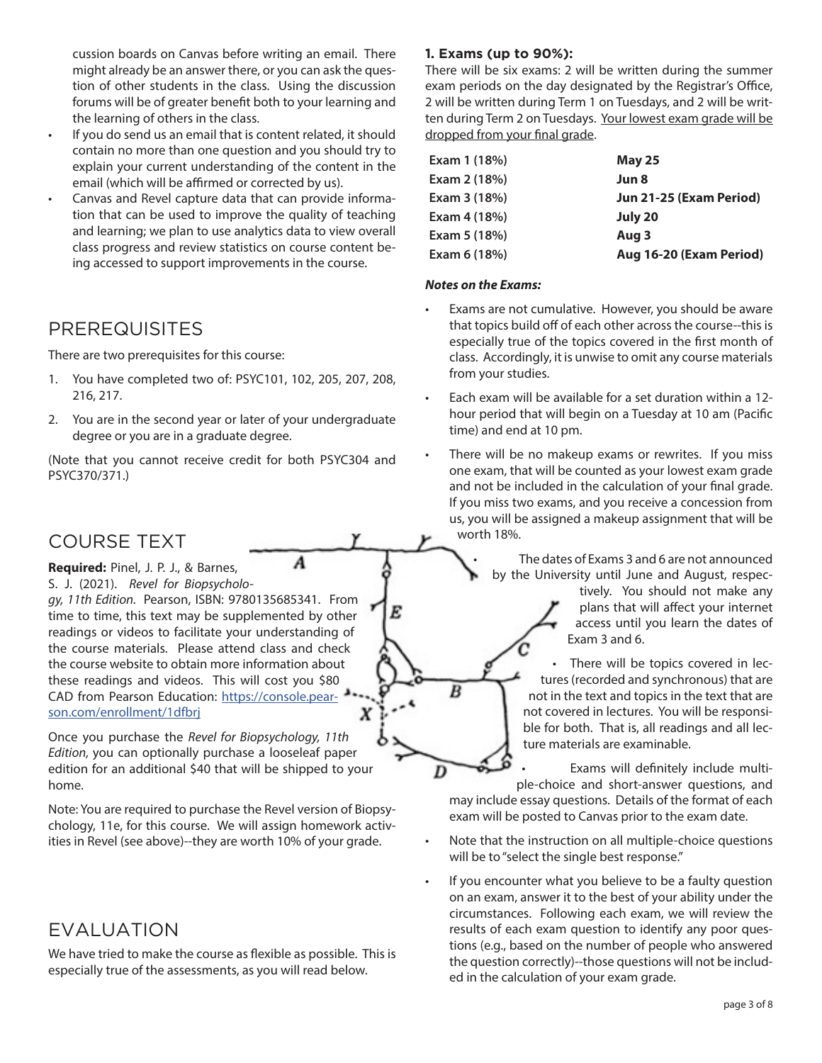cussion boards on Canvas before writing an email. There might already be an answer there, or you can ask the question of other students in the class. Using the discussion forums will be of greater benefit both to your learning and the learning of others in the class.

- If you do send us an email that is content related, it should contain no more than one question and you should try to explain your current understanding of the content in the email (which will be affirmed or corrected by us).
- Canvas and Revel capture data that can provide information that can be used to improve the quality of teaching and learning; we plan to use analytics data to view overall class progress and review statistics on course content being accessed to support improvements in the course.

## PREREQUISITES

There are two prerequisites for this course:

1. You have completed two of: PSYC101, 102, 205, 207, 208, 216, 217.
2. You are in the second year or later of your undergraduate degree or you are in a graduate degree.

(Note that you cannot receive credit for both PSYC304 and PSYC370/371.)

## COURSE TEXT

**Required:** Pinel, J. P. J., & Barnes, S. J. (2021). *Revel for Biopsychology, 11th Edition*. Pearson, ISBN: 9780135685341. From time to time, this text may be supplemented by other readings or videos to facilitate your understanding of the course materials. Please attend class and check the course website to obtain more information about these readings and videos. This will cost you $80 CAD from Pearson Education: https://console.pearson.com/enrollment/1dfbrj

Once you purchase the *Revel for Biopsychology, 11th Edition,* you can optionally purchase a looseleaf paper edition for an additional $40 that will be shipped to your home.

Note: You are required to purchase the Revel version of Biopsychology, 11e, for this course. We will assign homework activities in Revel (see above)--they are worth 10% of your grade.

## EVALUATION

We have tried to make the course as flexible as possible. This is especially true of the assessments, as you will read below.

### 1. Exams (up to 90%):

There will be six exams: 2 will be written during the summer exam periods on the day designated by the Registrar's Office, 2 will be written during Term 1 on Tuesdays, and 2 will be written during Term 2 on Tuesdays. Your lowest exam grade will be dropped from your final grade.

| Exam | Date |
|---|---|
| **Exam 1 (18%)** | **May 25** |
| **Exam 2 (18%)** | **Jun 8** |
| **Exam 3 (18%)** | **Jun 21-25 (Exam Period)** |
| **Exam 4 (18%)** | **July 20** |
| **Exam 5 (18%)** | **Aug 3** |
| **Exam 6 (18%)** | **Aug 16-20 (Exam Period)** |

***Notes on the Exams:***

- Exams are not cumulative. However, you should be aware that topics build off of each other across the course--this is especially true of the topics covered in the first month of class. Accordingly, it is unwise to omit any course materials from your studies.
- Each exam will be available for a set duration within a 12-hour period that will begin on a Tuesday at 10 am (Pacific time) and end at 10 pm.
- There will be no makeup exams or rewrites. If you miss one exam, that will be counted as your lowest exam grade and not be included in the calculation of your final grade. If you miss two exams, and you receive a concession from us, you will be assigned a makeup assignment that will be worth 18%.
- The dates of Exams 3 and 6 are not announced by the University until June and August, respectively. You should not make any plans that will affect your internet access until you learn the dates of Exam 3 and 6.
- There will be topics covered in lectures (recorded and synchronous) that are not in the text and topics in the text that are not covered in lectures. You will be responsible for both. That is, all readings and all lecture materials are examinable.
- Exams will definitely include multiple-choice and short-answer questions, and may include essay questions. Details of the format of each exam will be posted to Canvas prior to the exam date.
- Note that the instruction on all multiple-choice questions will be to "select the single best response."
- If you encounter what you believe to be a faulty question on an exam, answer it to the best of your ability under the circumstances. Following each exam, we will review the results of each exam question to identify any poor questions (e.g., based on the number of people who answered the question correctly)--those questions will not be included in the calculation of your exam grade.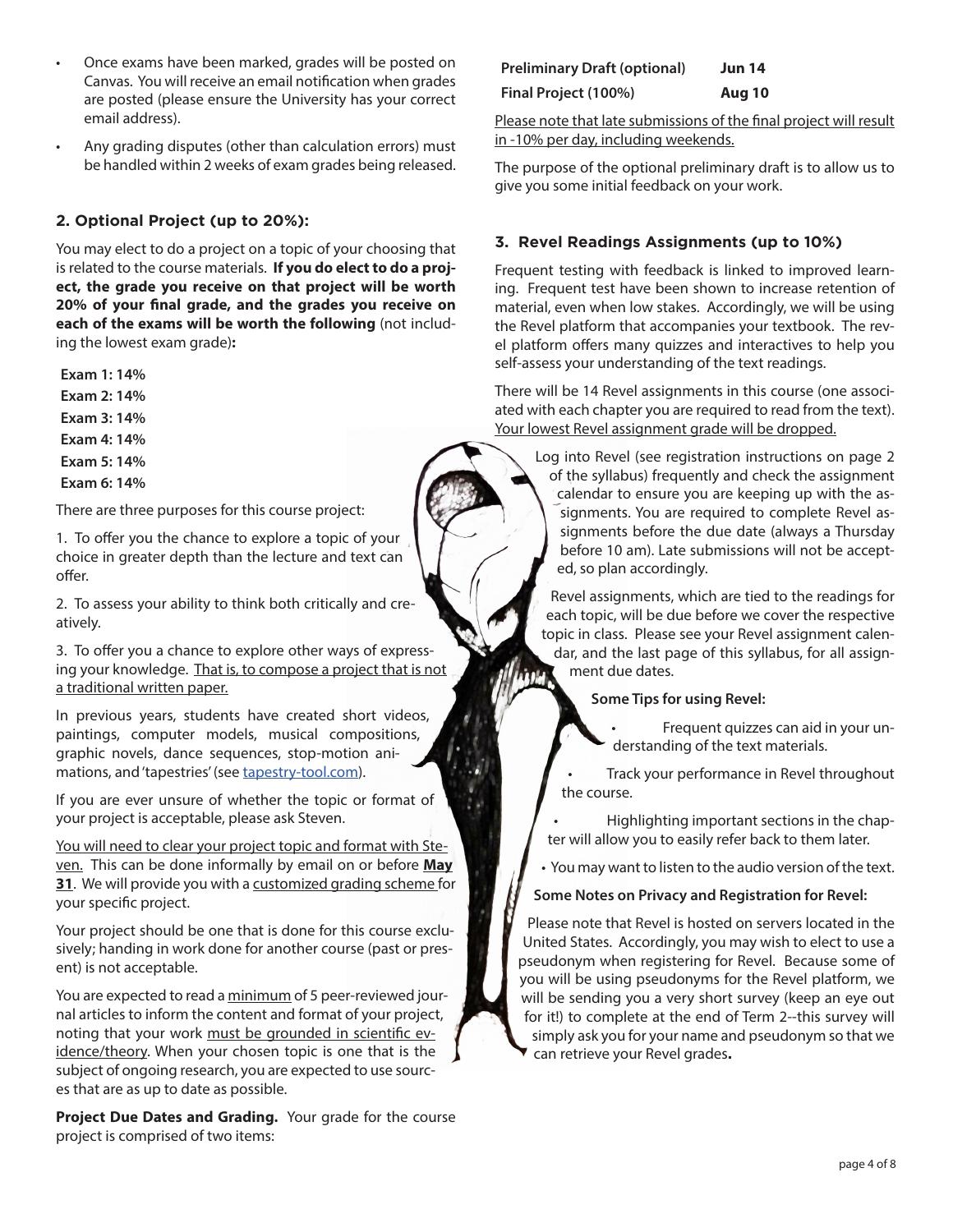- Once exams have been marked, grades will be posted on Canvas. You will receive an email notification when grades are posted (please ensure the University has your correct email address).
- Any grading disputes (other than calculation errors) must be handled within 2 weeks of exam grades being released.

### 2. Optional Project (up to 20%):

You may elect to do a project on a topic of your choosing that is related to the course materials. **If you do elect to do a project, the grade you receive on that project will be worth 20% of your final grade, and the grades you receive on each of the exams will be worth the following** (not including the lowest exam grade)**:**

**Exam 1: 14%**
**Exam 2: 14%**
**Exam 3: 14%**
**Exam 4: 14%**
**Exam 5: 14%**
**Exam 6: 14%**

There are three purposes for this course project:

1. To offer you the chance to explore a topic of your choice in greater depth than the lecture and text can offer.

2. To assess your ability to think both critically and creatively.

3. To offer you a chance to explore other ways of expressing your knowledge. That is, to compose a project that is not a traditional written paper.

In previous years, students have created short videos, paintings, computer models, musical compositions, graphic novels, dance sequences, stop-motion animations, and 'tapestries' (see tapestry-tool.com).

If you are ever unsure of whether the topic or format of your project is acceptable, please ask Steven.

You will need to clear your project topic and format with Steven. This can be done informally by email on or before **May 31**. We will provide you with a customized grading scheme for your specific project.

Your project should be one that is done for this course exclusively; handing in work done for another course (past or present) is not acceptable.

You are expected to read a minimum of 5 peer-reviewed journal articles to inform the content and format of your project, noting that your work must be grounded in scientific evidence/theory. When your chosen topic is one that is the subject of ongoing research, you are expected to use sources that are as up to date as possible.

**Project Due Dates and Grading.** Your grade for the course project is comprised of two items:

| | |
|---|---|
| **Preliminary Draft (optional)** | **Jun 14** |
| **Final Project (100%)** | **Aug 10** |

Please note that late submissions of the final project will result in -10% per day, including weekends.

The purpose of the optional preliminary draft is to allow us to give you some initial feedback on your work.

### 3. Revel Readings Assignments (up to 10%)

Frequent testing with feedback is linked to improved learning. Frequent test have been shown to increase retention of material, even when low stakes. Accordingly, we will be using the Revel platform that accompanies your textbook. The revel platform offers many quizzes and interactives to help you self-assess your understanding of the text readings.

There will be 14 Revel assignments in this course (one associated with each chapter you are required to read from the text). Your lowest Revel assignment grade will be dropped.

Log into Revel (see registration instructions on page 2 of the syllabus) frequently and check the assignment calendar to ensure you are keeping up with the assignments. You are required to complete Revel assignments before the due date (always a Thursday before 10 am). Late submissions will not be accepted, so plan accordingly.

Revel assignments, which are tied to the readings for each topic, will be due before we cover the respective topic in class. Please see your Revel assignment calendar, and the last page of this syllabus, for all assignment due dates.

**Some Tips for using Revel:**

- Frequent quizzes can aid in your understanding of the text materials.
- Track your performance in Revel throughout the course.
- Highlighting important sections in the chapter will allow you to easily refer back to them later.
- You may want to listen to the audio version of the text.

**Some Notes on Privacy and Registration for Revel:**

Please note that Revel is hosted on servers located in the United States. Accordingly, you may wish to elect to use a pseudonym when registering for Revel. Because some of you will be using pseudonyms for the Revel platform, we will be sending you a very short survey (keep an eye out for it!) to complete at the end of Term 2--this survey will simply ask you for your name and pseudonym so that we can retrieve your Revel grades**.**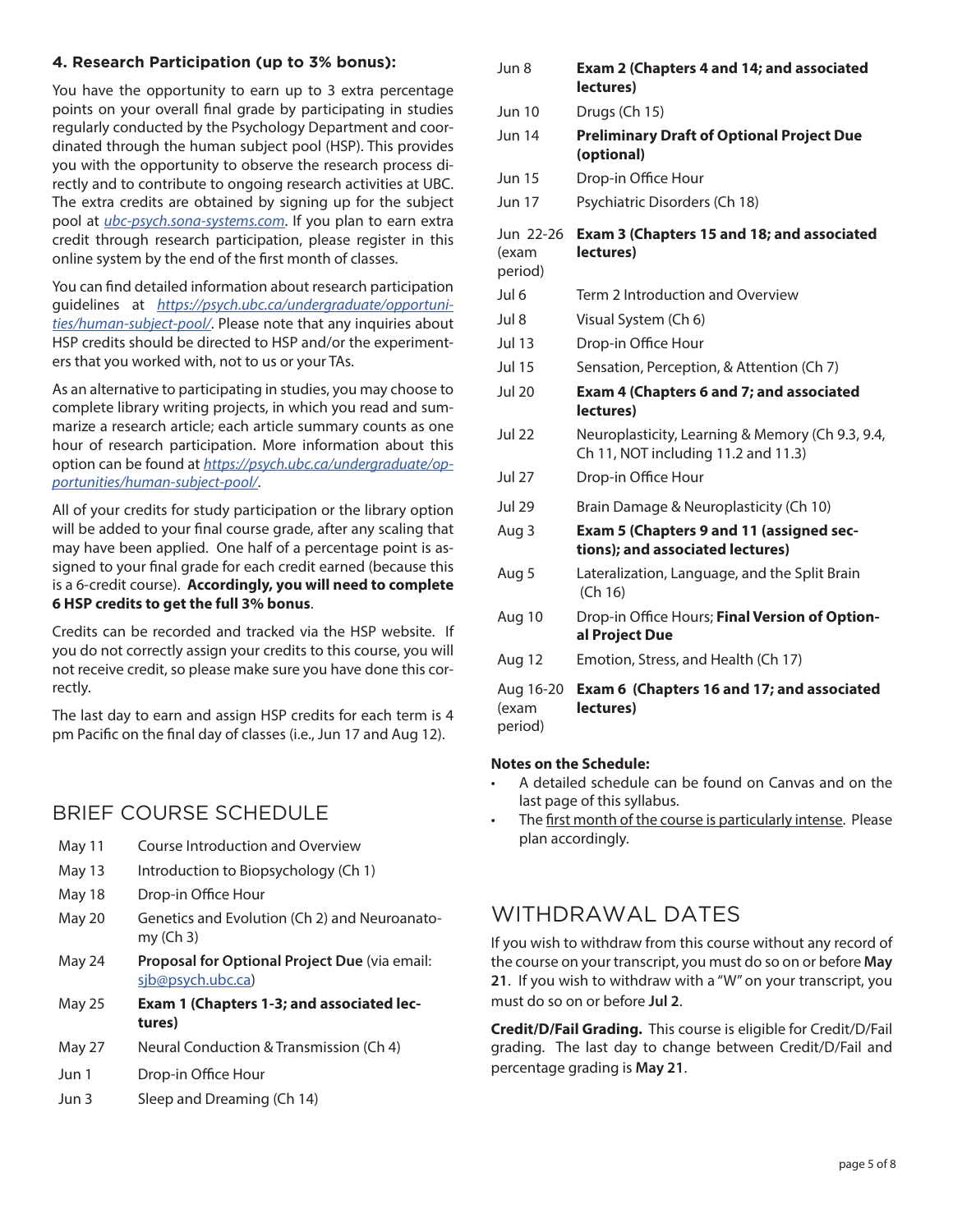### 4. Research Participation (up to 3% bonus):

You have the opportunity to earn up to 3 extra percentage points on your overall final grade by participating in studies regularly conducted by the Psychology Department and coordinated through the human subject pool (HSP). This provides you with the opportunity to observe the research process directly and to contribute to ongoing research activities at UBC. The extra credits are obtained by signing up for the subject pool at *ubc-psych.sona-systems.com*. If you plan to earn extra credit through research participation, please register in this online system by the end of the first month of classes.

You can find detailed information about research participation guidelines at *https://psych.ubc.ca/undergraduate/opportunities/human-subject-pool/*. Please note that any inquiries about HSP credits should be directed to HSP and/or the experimenters that you worked with, not to us or your TAs.

As an alternative to participating in studies, you may choose to complete library writing projects, in which you read and summarize a research article; each article summary counts as one hour of research participation. More information about this option can be found at *https://psych.ubc.ca/undergraduate/opportunities/human-subject-pool/*.

All of your credits for study participation or the library option will be added to your final course grade, after any scaling that may have been applied. One half of a percentage point is assigned to your final grade for each credit earned (because this is a 6-credit course). **Accordingly, you will need to complete 6 HSP credits to get the full 3% bonus**.

Credits can be recorded and tracked via the HSP website. If you do not correctly assign your credits to this course, you will not receive credit, so please make sure you have done this correctly.

The last day to earn and assign HSP credits for each term is 4 pm Pacific on the final day of classes (i.e., Jun 17 and Aug 12).

## BRIEF COURSE SCHEDULE

| Date | Topic |
|---|---|
| May 11 | Course Introduction and Overview |
| May 13 | Introduction to Biopsychology (Ch 1) |
| May 18 | Drop-in Office Hour |
| May 20 | Genetics and Evolution (Ch 2) and Neuroanatomy (Ch 3) |
| May 24 | **Proposal for Optional Project Due** (via email: sjb@psych.ubc.ca) |
| May 25 | **Exam 1 (Chapters 1-3; and associated lectures)** |
| May 27 | Neural Conduction & Transmission (Ch 4) |
| Jun 1 | Drop-in Office Hour |
| Jun 3 | Sleep and Dreaming (Ch 14) |
| Jun 8 | **Exam 2 (Chapters 4 and 14; and associated lectures)** |
| Jun 10 | Drugs (Ch 15) |
| Jun 14 | **Preliminary Draft of Optional Project Due (optional)** |
| Jun 15 | Drop-in Office Hour |
| Jun 17 | Psychiatric Disorders (Ch 18) |
| Jun 22-26 (exam period) | **Exam 3 (Chapters 15 and 18; and associated lectures)** |
| Jul 6 | Term 2 Introduction and Overview |
| Jul 8 | Visual System (Ch 6) |
| Jul 13 | Drop-in Office Hour |
| Jul 15 | Sensation, Perception, & Attention (Ch 7) |
| Jul 20 | **Exam 4 (Chapters 6 and 7; and associated lectures)** |
| Jul 22 | Neuroplasticity, Learning & Memory (Ch 9.3, 9.4, Ch 11, NOT including 11.2 and 11.3) |
| Jul 27 | Drop-in Office Hour |
| Jul 29 | Brain Damage & Neuroplasticity (Ch 10) |
| Aug 3 | **Exam 5 (Chapters 9 and 11 (assigned sections); and associated lectures)** |
| Aug 5 | Lateralization, Language, and the Split Brain (Ch 16) |
| Aug 10 | Drop-in Office Hours; **Final Version of Optional Project Due** |
| Aug 12 | Emotion, Stress, and Health (Ch 17) |
| Aug 16-20 (exam period) | **Exam 6 (Chapters 16 and 17; and associated lectures)** |

**Notes on the Schedule:**

- A detailed schedule can be found on Canvas and on the last page of this syllabus.
- The first month of the course is particularly intense. Please plan accordingly.

## WITHDRAWAL DATES

If you wish to withdraw from this course without any record of the course on your transcript, you must do so on or before **May 21**. If you wish to withdraw with a "W" on your transcript, you must do so on or before **Jul 2**.

**Credit/D/Fail Grading.** This course is eligible for Credit/D/Fail grading. The last day to change between Credit/D/Fail and percentage grading is **May 21**.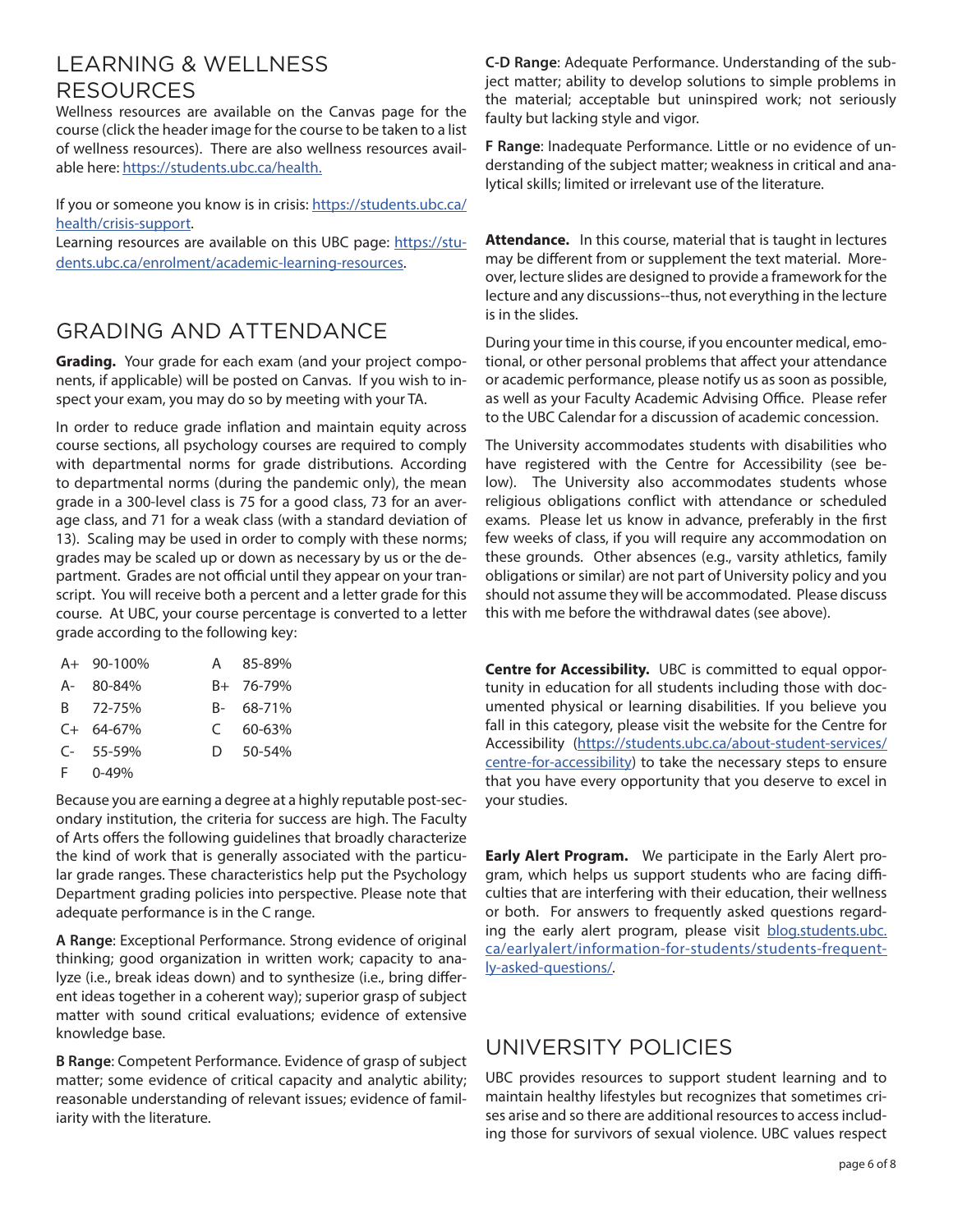## LEARNING & WELLNESS RESOURCES

Wellness resources are available on the Canvas page for the course (click the header image for the course to be taken to a list of wellness resources). There are also wellness resources available here: [https://students.ubc.ca/health.](https://students.ubc.ca/health)

If you or someone you know is in crisis: [https://students.ubc.ca/health/crisis-support](https://students.ubc.ca/health/crisis-support).

Learning resources are available on this UBC page: [https://students.ubc.ca/enrolment/academic-learning-resources](https://students.ubc.ca/enrolment/academic-learning-resources).

## GRADING AND ATTENDANCE

**Grading.** Your grade for each exam (and your project components, if applicable) will be posted on Canvas. If you wish to inspect your exam, you may do so by meeting with your TA.

In order to reduce grade inflation and maintain equity across course sections, all psychology courses are required to comply with departmental norms for grade distributions. According to departmental norms (during the pandemic only), the mean grade in a 300-level class is 75 for a good class, 73 for an average class, and 71 for a weak class (with a standard deviation of 13). Scaling may be used in order to comply with these norms; grades may be scaled up or down as necessary by us or the department. Grades are not official until they appear on your transcript. You will receive both a percent and a letter grade for this course. At UBC, your course percentage is converted to a letter grade according to the following key:

| | | | |
|---|---|---|---|
| A+ | 90-100% | A | 85-89% |
| A- | 80-84% | B+ | 76-79% |
| B | 72-75% | B- | 68-71% |
| C+ | 64-67% | C | 60-63% |
| C- | 55-59% | D | 50-54% |
| F | 0-49% | | |

Because you are earning a degree at a highly reputable post-secondary institution, the criteria for success are high. The Faculty of Arts offers the following guidelines that broadly characterize the kind of work that is generally associated with the particular grade ranges. These characteristics help put the Psychology Department grading policies into perspective. Please note that adequate performance is in the C range.

**A Range**: Exceptional Performance. Strong evidence of original thinking; good organization in written work; capacity to analyze (i.e., break ideas down) and to synthesize (i.e., bring different ideas together in a coherent way); superior grasp of subject matter with sound critical evaluations; evidence of extensive knowledge base.

**B Range**: Competent Performance. Evidence of grasp of subject matter; some evidence of critical capacity and analytic ability; reasonable understanding of relevant issues; evidence of familiarity with the literature.

**C-D Range**: Adequate Performance. Understanding of the subject matter; ability to develop solutions to simple problems in the material; acceptable but uninspired work; not seriously faulty but lacking style and vigor.

**F Range**: Inadequate Performance. Little or no evidence of understanding of the subject matter; weakness in critical and analytical skills; limited or irrelevant use of the literature.

**Attendance.** In this course, material that is taught in lectures may be different from or supplement the text material. Moreover, lecture slides are designed to provide a framework for the lecture and any discussions--thus, not everything in the lecture is in the slides.

During your time in this course, if you encounter medical, emotional, or other personal problems that affect your attendance or academic performance, please notify us as soon as possible, as well as your Faculty Academic Advising Office. Please refer to the UBC Calendar for a discussion of academic concession.

The University accommodates students with disabilities who have registered with the Centre for Accessibility (see below). The University also accommodates students whose religious obligations conflict with attendance or scheduled exams. Please let us know in advance, preferably in the first few weeks of class, if you will require any accommodation on these grounds. Other absences (e.g., varsity athletics, family obligations or similar) are not part of University policy and you should not assume they will be accommodated. Please discuss this with me before the withdrawal dates (see above).

**Centre for Accessibility.** UBC is committed to equal opportunity in education for all students including those with documented physical or learning disabilities. If you believe you fall in this category, please visit the website for the Centre for Accessibility ([https://students.ubc.ca/about-student-services/centre-for-accessibility](https://students.ubc.ca/about-student-services/centre-for-accessibility)) to take the necessary steps to ensure that you have every opportunity that you deserve to excel in your studies.

**Early Alert Program.** We participate in the Early Alert program, which helps us support students who are facing difficulties that are interfering with their education, their wellness or both. For answers to frequently asked questions regarding the early alert program, please visit [blog.students.ubc.ca/earlyalert/information-for-students/students-frequently-asked-questions/](blog.students.ubc.ca/earlyalert/information-for-students/students-frequently-asked-questions/).

## UNIVERSITY POLICIES

UBC provides resources to support student learning and to maintain healthy lifestyles but recognizes that sometimes crises arise and so there are additional resources to access including those for survivors of sexual violence. UBC values respect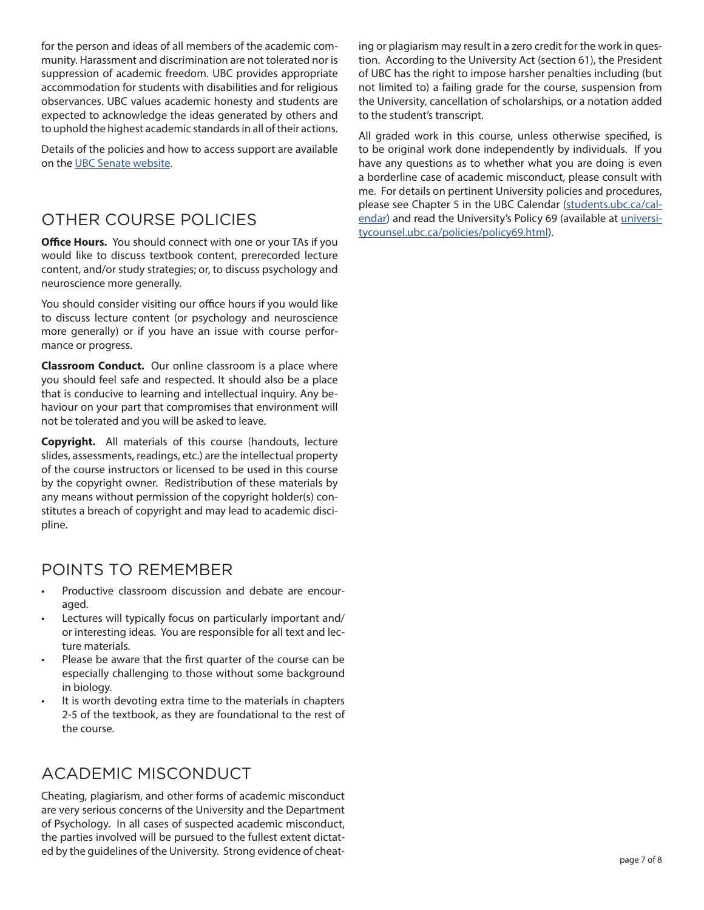for the person and ideas of all members of the academic community. Harassment and discrimination are not tolerated nor is suppression of academic freedom. UBC provides appropriate accommodation for students with disabilities and for religious observances. UBC values academic honesty and students are expected to acknowledge the ideas generated by others and to uphold the highest academic standards in all of their actions.

Details of the policies and how to access support are available on the [UBC Senate website](UBC Senate website).

## OTHER COURSE POLICIES

**Office Hours.** You should connect with one or your TAs if you would like to discuss textbook content, prerecorded lecture content, and/or study strategies; or, to discuss psychology and neuroscience more generally.

You should consider visiting our office hours if you would like to discuss lecture content (or psychology and neuroscience more generally) or if you have an issue with course performance or progress.

**Classroom Conduct.** Our online classroom is a place where you should feel safe and respected. It should also be a place that is conducive to learning and intellectual inquiry. Any behaviour on your part that compromises that environment will not be tolerated and you will be asked to leave.

**Copyright.** All materials of this course (handouts, lecture slides, assessments, readings, etc.) are the intellectual property of the course instructors or licensed to be used in this course by the copyright owner. Redistribution of these materials by any means without permission of the copyright holder(s) constitutes a breach of copyright and may lead to academic discipline.

## POINTS TO REMEMBER

- Productive classroom discussion and debate are encouraged.
- Lectures will typically focus on particularly important and/or interesting ideas. You are responsible for all text and lecture materials.
- Please be aware that the first quarter of the course can be especially challenging to those without some background in biology.
- It is worth devoting extra time to the materials in chapters 2-5 of the textbook, as they are foundational to the rest of the course.

## ACADEMIC MISCONDUCT

Cheating, plagiarism, and other forms of academic misconduct are very serious concerns of the University and the Department of Psychology. In all cases of suspected academic misconduct, the parties involved will be pursued to the fullest extent dictated by the guidelines of the University. Strong evidence of cheating or plagiarism may result in a zero credit for the work in question. According to the University Act (section 61), the President of UBC has the right to impose harsher penalties including (but not limited to) a failing grade for the course, suspension from the University, cancellation of scholarships, or a notation added to the student's transcript.

All graded work in this course, unless otherwise specified, is to be original work done independently by individuals. If you have any questions as to whether what you are doing is even a borderline case of academic misconduct, please consult with me. For details on pertinent University policies and procedures, please see Chapter 5 in the UBC Calendar (students.ubc.ca/calendar) and read the University's Policy 69 (available at universitycounsel.ubc.ca/policies/policy69.html).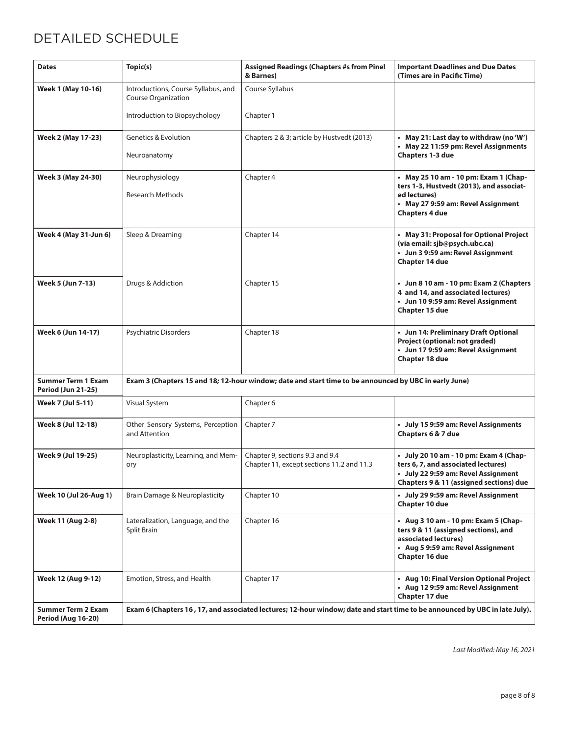# DETAILED SCHEDULE

| Dates | Topic(s) | Assigned Readings (Chapters #s from Pinel & Barnes) | Important Deadlines and Due Dates (Times are in Pacific Time) |
|---|---|---|---|
| **Week 1 (May 10-16)** | Introductions, Course Syllabus, and Course Organization<br><br>Introduction to Biopsychology | Course Syllabus<br><br>Chapter 1 | |
| **Week 2 (May 17-23)** | Genetics & Evolution<br><br>Neuroanatomy | Chapters 2 & 3; article by Hustvedt (2013) | • **May 21: Last day to withdraw (no 'W')**<br>• **May 22 11:59 pm: Revel Assignments Chapters 1-3 due** |
| **Week 3 (May 24-30)** | Neurophysiology<br><br>Research Methods | Chapter 4 | • **May 25 10 am - 10 pm: Exam 1 (Chapters 1-3, Hustvedt (2013), and associated lectures)**<br>• **May 27 9:59 am: Revel Assignment Chapters 4 due** |
| **Week 4 (May 31-Jun 6)** | Sleep & Dreaming | Chapter 14 | • **May 31: Proposal for Optional Project (via email: sjb@psych.ubc.ca)**<br>• **Jun 3 9:59 am: Revel Assignment Chapter 14 due** |
| **Week 5 (Jun 7-13)** | Drugs & Addiction | Chapter 15 | • **Jun 8 10 am - 10 pm: Exam 2 (Chapters 4 and 14, and associated lectures)**<br>• **Jun 10 9:59 am: Revel Assignment Chapter 15 due** |
| **Week 6 (Jun 14-17)** | Psychiatric Disorders | Chapter 18 | • **Jun 14: Preliminary Draft Optional Project (optional: not graded)**<br>• **Jun 17 9:59 am: Revel Assignment Chapter 18 due** |
| **Summer Term 1 Exam Period (Jun 21-25)** | **Exam 3 (Chapters 15 and 18; 12-hour window; date and start time to be announced by UBC in early June)** | | |
| **Week 7 (Jul 5-11)** | Visual System | Chapter 6 | |
| **Week 8 (Jul 12-18)** | Other Sensory Systems, Perception and Attention | Chapter 7 | • **July 15 9:59 am: Revel Assignments Chapters 6 & 7 due** |
| **Week 9 (Jul 19-25)** | Neuroplasticity, Learning, and Memory | Chapter 9, sections 9.3 and 9.4<br>Chapter 11, except sections 11.2 and 11.3 | • **July 20 10 am - 10 pm: Exam 4 (Chapters 6, 7, and associated lectures)**<br>• **July 22 9:59 am: Revel Assignment Chapters 9 & 11 (assigned sections) due** |
| **Week 10 (Jul 26-Aug 1)** | Brain Damage & Neuroplasticity | Chapter 10 | • **July 29 9:59 am: Revel Assignment Chapter 10 due** |
| **Week 11 (Aug 2-8)** | Lateralization, Language, and the Split Brain | Chapter 16 | • **Aug 3 10 am - 10 pm: Exam 5 (Chapters 9 & 11 (assigned sections), and associated lectures)**<br>• **Aug 5 9:59 am: Revel Assignment Chapter 16 due** |
| **Week 12 (Aug 9-12)** | Emotion, Stress, and Health | Chapter 17 | • **Aug 10: Final Version Optional Project**<br>• **Aug 12 9:59 am: Revel Assignment Chapter 17 due** |
| **Summer Term 2 Exam Period (Aug 16-20)** | **Exam 6 (Chapters 16 , 17, and associated lectures; 12-hour window; date and start time to be announced by UBC in late July).** | | |

*Last Modified: May 16, 2021*